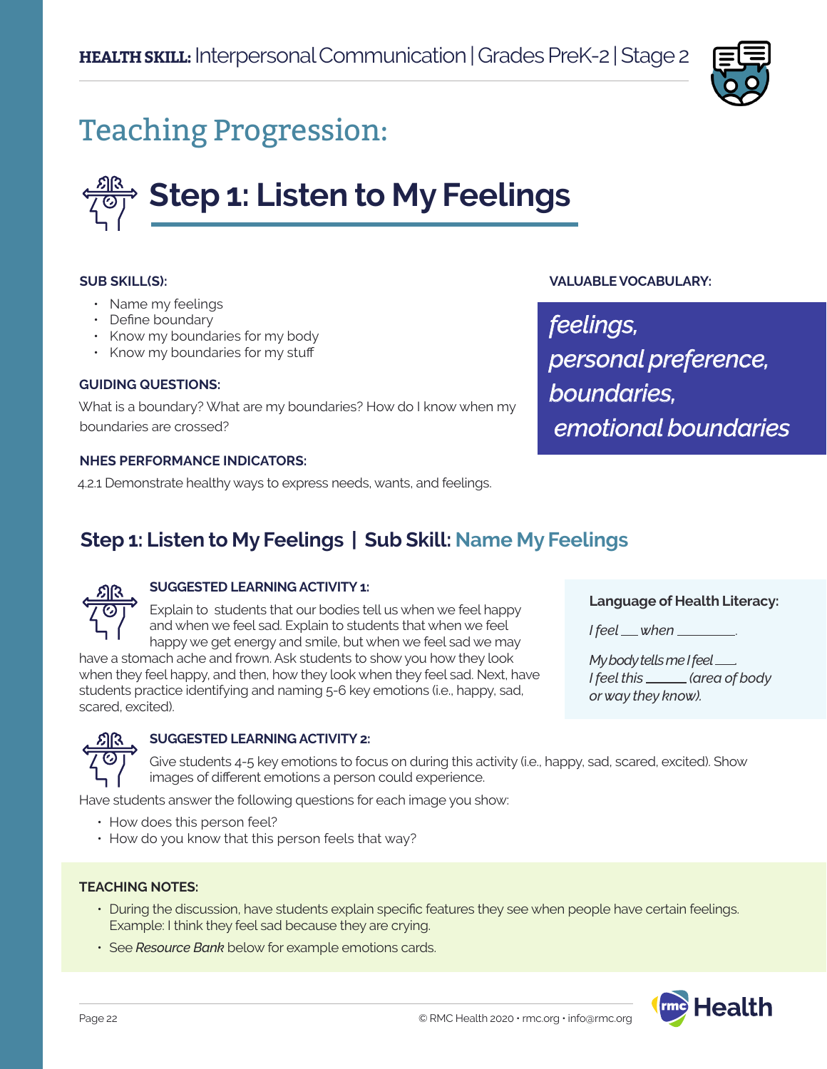**HEALTH SKILL:** Interpersonal Communication | Grades PreK-2 | Stage 2

# Teaching Progression:

## Step 1: Listen to My Feelings

**SUB SKILL(S):**

- Name my feelings
- Define boundary
- Know my boundaries for my body
- Know my boundaries for my stuff

**GUIDING QUESTIONS:**

What is a boundary? What are my boundaries? How do I know when my boundaries are crossed?

**NHES PERFORMANCE INDICATORS:**

4.2.1 Demonstrate healthy ways to express needs, wants, and feelings.

**VALUABLE VOCABULARY:**

*feelings,*
*personal preference,*
*boundaries,*
*emotional boundaries*

### Step 1: Listen to My Feelings | Sub Skill: Name My Feelings

**SUGGESTED LEARNING ACTIVITY 1:**

Explain to students that our bodies tell us when we feel happy and when we feel sad. Explain to students that when we feel happy we get energy and smile, but when we feel sad we may have a stomach ache and frown. Ask students to show you how they look when they feel happy, and then, how they look when they feel sad. Next, have students practice identifying and naming 5-6 key emotions (i.e., happy, sad, scared, excited).

**Language of Health Literacy:**

*I feel \_\_ when \_\_\_\_\_\_\_.*

*My body tells me I feel \_\_.*
*I feel this \_\_\_\_\_ (area of body or way they know).*

**SUGGESTED LEARNING ACTIVITY 2:**

Give students 4-5 key emotions to focus on during this activity (i.e., happy, sad, scared, excited). Show images of different emotions a person could experience.

Have students answer the following questions for each image you show:

- How does this person feel?
- How do you know that this person feels that way?

**TEACHING NOTES:**

- During the discussion, have students explain specific features they see when people have certain feelings. Example: I think they feel sad because they are crying.
- See *Resource Bank* below for example emotions cards.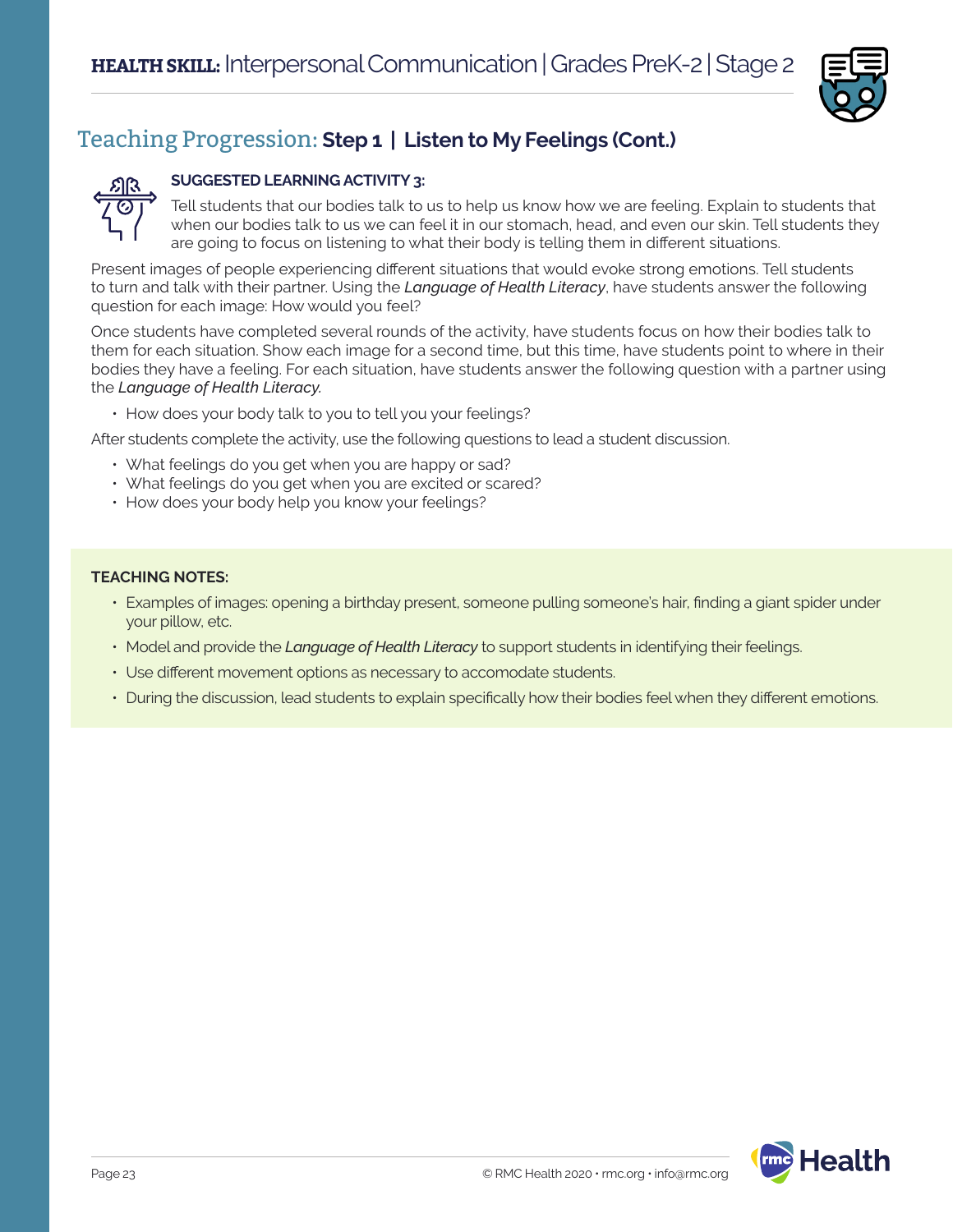## Teaching Progression: **Step 1 | Listen to My Feelings (Cont.)**

**SUGGESTED LEARNING ACTIVITY 3:**

Tell students that our bodies talk to us to help us know how we are feeling. Explain to students that when our bodies talk to us we can feel it in our stomach, head, and even our skin. Tell students they are going to focus on listening to what their body is telling them in different situations.

Present images of people experiencing different situations that would evoke strong emotions. Tell students to turn and talk with their partner. Using the *Language of Health Literacy*, have students answer the following question for each image: How would you feel?

Once students have completed several rounds of the activity, have students focus on how their bodies talk to them for each situation. Show each image for a second time, but this time, have students point to where in their bodies they have a feeling. For each situation, have students answer the following question with a partner using the *Language of Health Literacy.*

- How does your body talk to you to tell you your feelings?

After students complete the activity, use the following questions to lead a student discussion.

- What feelings do you get when you are happy or sad?
- What feelings do you get when you are excited or scared?
- How does your body help you know your feelings?

**TEACHING NOTES:**

- Examples of images: opening a birthday present, someone pulling someone's hair, finding a giant spider under your pillow, etc.
- Model and provide the *Language of Health Literacy* to support students in identifying their feelings.
- Use different movement options as necessary to accomodate students.
- During the discussion, lead students to explain specifically how their bodies feel when they different emotions.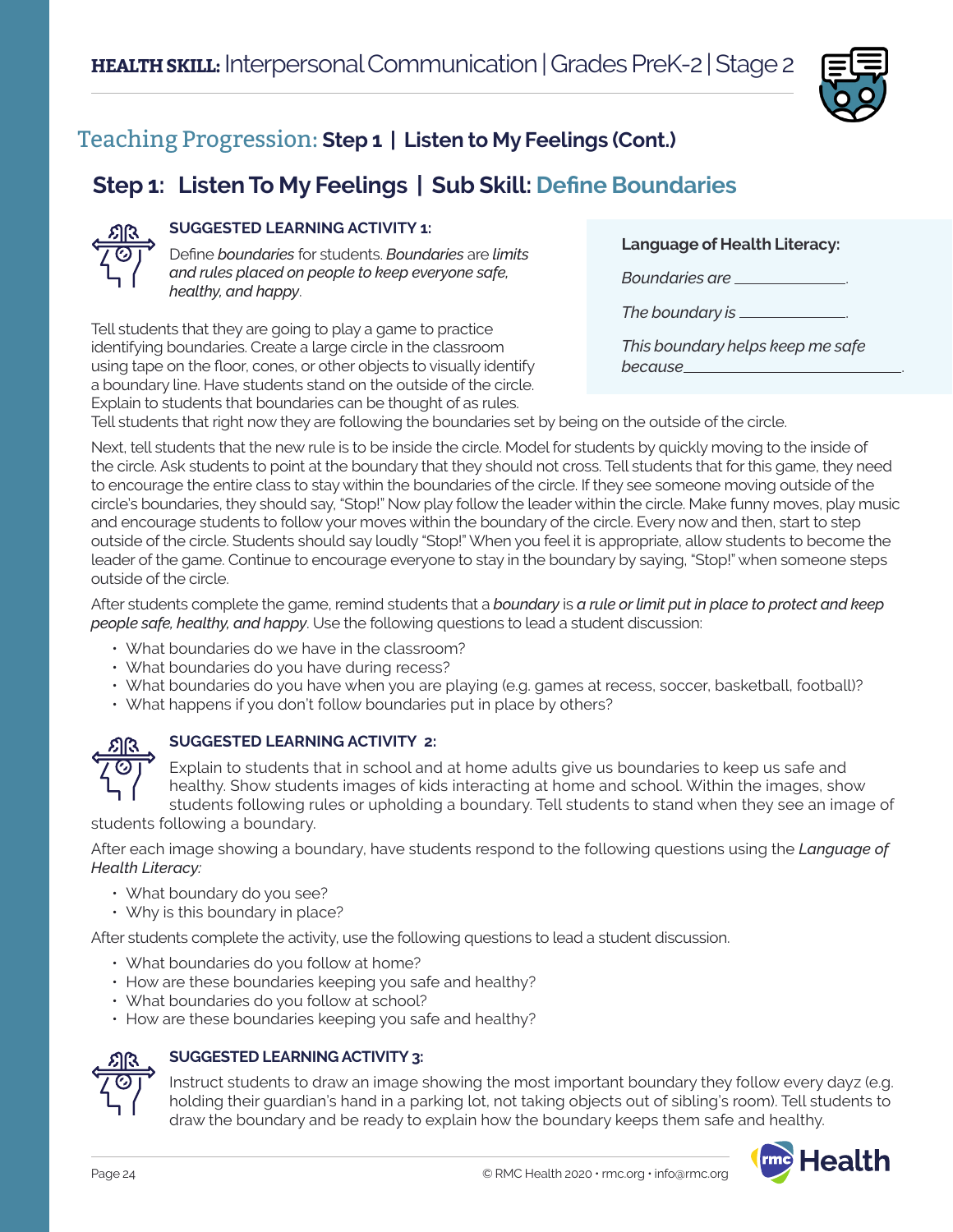## Teaching Progression: **Step 1 | Listen to My Feelings (Cont.)**

### Step 1: Listen To My Feelings | Sub Skill: Define Boundaries

**SUGGESTED LEARNING ACTIVITY 1:**

Define *boundaries* for students. *Boundaries* are *limits and rules placed on people to keep everyone safe, healthy, and happy*.

> **Language of Health Literacy:**
>
> *Boundaries are* ____________.
>
> *The boundary is* ____________.
>
> *This boundary helps keep me safe because* ________________________.

Tell students that they are going to play a game to practice identifying boundaries. Create a large circle in the classroom using tape on the floor, cones, or other objects to visually identify a boundary line. Have students stand on the outside of the circle. Explain to students that boundaries can be thought of as rules. Tell students that right now they are following the boundaries set by being on the outside of the circle.

Next, tell students that the new rule is to be inside the circle. Model for students by quickly moving to the inside of the circle. Ask students to point at the boundary that they should not cross. Tell students that for this game, they need to encourage the entire class to stay within the boundaries of the circle. If they see someone moving outside of the circle's boundaries, they should say, "Stop!" Now play follow the leader within the circle. Make funny moves, play music and encourage students to follow your moves within the boundary of the circle. Every now and then, start to step outside of the circle. Students should say loudly "Stop!" When you feel it is appropriate, allow students to become the leader of the game. Continue to encourage everyone to stay in the boundary by saying, "Stop!" when someone steps outside of the circle.

After students complete the game, remind students that a ***boundary*** is *a rule or limit put in place to protect and keep people safe, healthy, and happy*. Use the following questions to lead a student discussion:

- What boundaries do we have in the classroom?
- What boundaries do you have during recess?
- What boundaries do you have when you are playing (e.g. games at recess, soccer, basketball, football)?
- What happens if you don't follow boundaries put in place by others?

**SUGGESTED LEARNING ACTIVITY 2:**

Explain to students that in school and at home adults give us boundaries to keep us safe and healthy. Show students images of kids interacting at home and school. Within the images, show students following rules or upholding a boundary. Tell students to stand when they see an image of students following a boundary.

After each image showing a boundary, have students respond to the following questions using the *Language of Health Literacy:*

- What boundary do you see?
- Why is this boundary in place?

After students complete the activity, use the following questions to lead a student discussion.

- What boundaries do you follow at home?
- How are these boundaries keeping you safe and healthy?
- What boundaries do you follow at school?
- How are these boundaries keeping you safe and healthy?

**SUGGESTED LEARNING ACTIVITY 3:**

Instruct students to draw an image showing the most important boundary they follow every dayz (e.g. holding their guardian's hand in a parking lot, not taking objects out of sibling's room). Tell students to draw the boundary and be ready to explain how the boundary keeps them safe and healthy.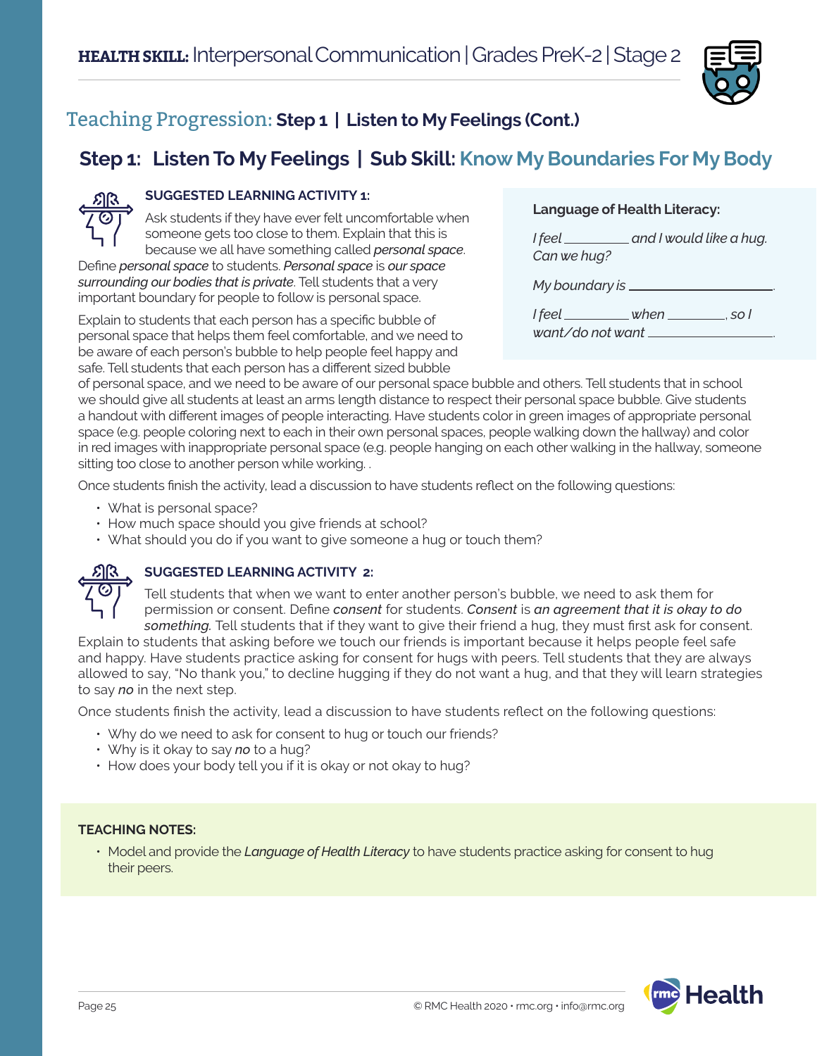**HEALTH SKILL:** Interpersonal Communication | Grades PreK-2 | Stage 2

## Teaching Progression: **Step 1 | Listen to My Feelings (Cont.)**

## Step 1: Listen To My Feelings | Sub Skill: Know My Boundaries For My Body

**Language of Health Literacy:**

*I feel _________ and I would like a hug. Can we hug?*

*My boundary is ____________________.*

*I feel _________ when ________, so I want/do not want ________________.*

### SUGGESTED LEARNING ACTIVITY 1:

Ask students if they have ever felt uncomfortable when someone gets too close to them. Explain that this is because we all have something called *personal space*. Define *personal space* to students. *Personal space* is *our space surrounding our bodies that is private*. Tell students that a very important boundary for people to follow is personal space.

Explain to students that each person has a specific bubble of personal space that helps them feel comfortable, and we need to be aware of each person's bubble to help people feel happy and safe. Tell students that each person has a different sized bubble of personal space, and we need to be aware of our personal space bubble and others. Tell students that in school we should give all students at least an arms length distance to respect their personal space bubble. Give students a handout with different images of people interacting. Have students color in green images of appropriate personal space (e.g. people coloring next to each in their own personal spaces, people walking down the hallway) and color in red images with inappropriate personal space (e.g. people hanging on each other walking in the hallway, someone sitting too close to another person while working. .

Once students finish the activity, lead a discussion to have students reflect on the following questions:

- What is personal space?
- How much space should you give friends at school?
- What should you do if you want to give someone a hug or touch them?

### SUGGESTED LEARNING ACTIVITY 2:

Tell students that when we want to enter another person's bubble, we need to ask them for permission or consent. Define *consent* for students. *Consent* is *an agreement that it is okay to do something.* Tell students that if they want to give their friend a hug, they must first ask for consent. Explain to students that asking before we touch our friends is important because it helps people feel safe and happy. Have students practice asking for consent for hugs with peers. Tell students that they are always allowed to say, "No thank you," to decline hugging if they do not want a hug, and that they will learn strategies to say ***no*** in the next step.

Once students finish the activity, lead a discussion to have students reflect on the following questions:

- Why do we need to ask for consent to hug or touch our friends?
- Why is it okay to say ***no*** to a hug?
- How does your body tell you if it is okay or not okay to hug?

**TEACHING NOTES:**

- Model and provide the ***Language of Health Literacy*** to have students practice asking for consent to hug their peers.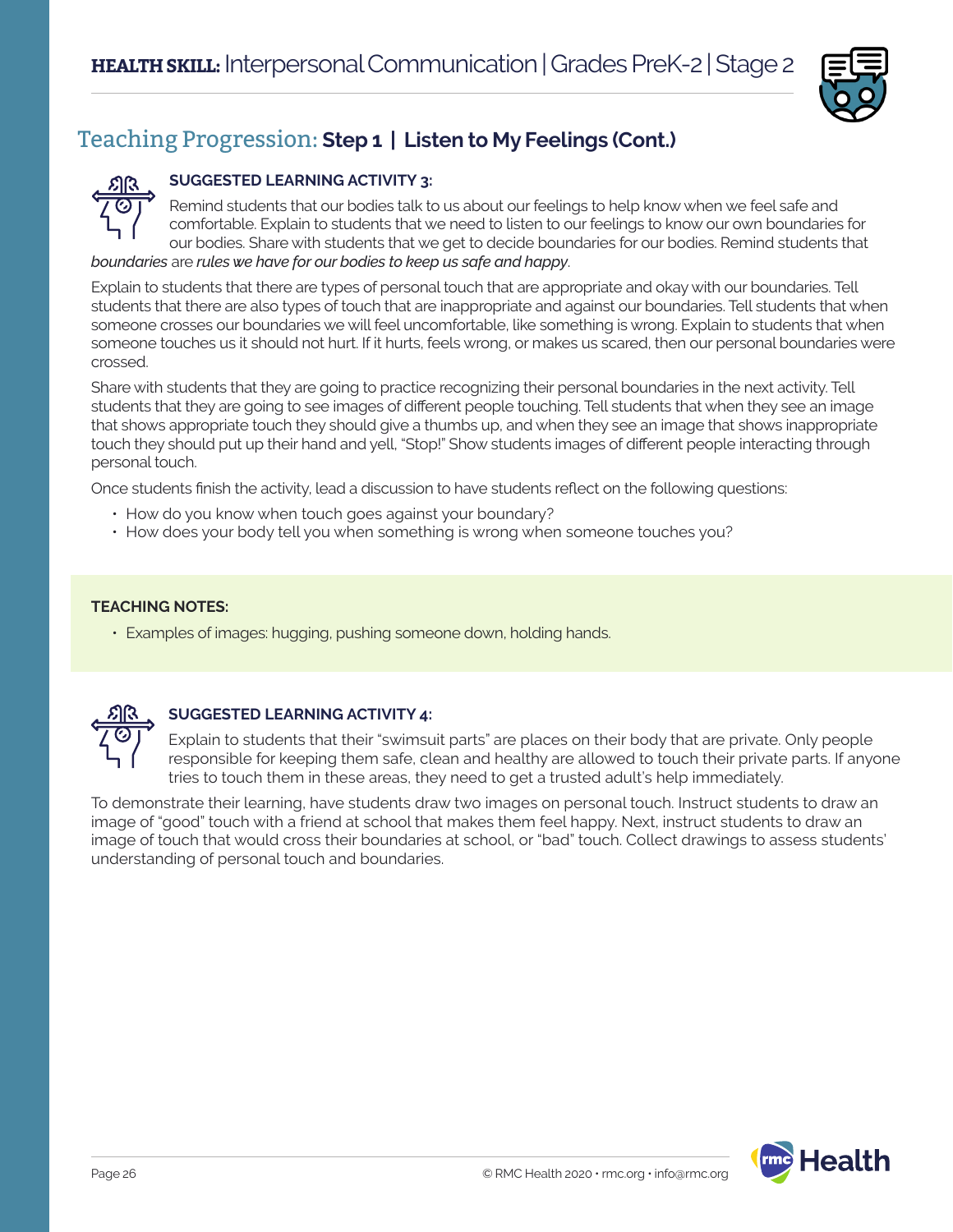## Teaching Progression: **Step 1 | Listen to My Feelings (Cont.)**

**SUGGESTED LEARNING ACTIVITY 3:**

Remind students that our bodies talk to us about our feelings to help know when we feel safe and comfortable. Explain to students that we need to listen to our feelings to know our own boundaries for our bodies. Share with students that we get to decide boundaries for our bodies. Remind students that *boundaries* are *rules we have for our bodies to keep us safe and happy*.

Explain to students that there are types of personal touch that are appropriate and okay with our boundaries. Tell students that there are also types of touch that are inappropriate and against our boundaries. Tell students that when someone crosses our boundaries we will feel uncomfortable, like something is wrong. Explain to students that when someone touches us it should not hurt. If it hurts, feels wrong, or makes us scared, then our personal boundaries were crossed.

Share with students that they are going to practice recognizing their personal boundaries in the next activity. Tell students that they are going to see images of different people touching. Tell students that when they see an image that shows appropriate touch they should give a thumbs up, and when they see an image that shows inappropriate touch they should put up their hand and yell, "Stop!" Show students images of different people interacting through personal touch.

Once students finish the activity, lead a discussion to have students reflect on the following questions:

- How do you know when touch goes against your boundary?
- How does your body tell you when something is wrong when someone touches you?

**TEACHING NOTES:**

- Examples of images: hugging, pushing someone down, holding hands.

**SUGGESTED LEARNING ACTIVITY 4:**

Explain to students that their "swimsuit parts" are places on their body that are private. Only people responsible for keeping them safe, clean and healthy are allowed to touch their private parts. If anyone tries to touch them in these areas, they need to get a trusted adult's help immediately.

To demonstrate their learning, have students draw two images on personal touch. Instruct students to draw an image of "good" touch with a friend at school that makes them feel happy. Next, instruct students to draw an image of touch that would cross their boundaries at school, or "bad" touch. Collect drawings to assess students' understanding of personal touch and boundaries.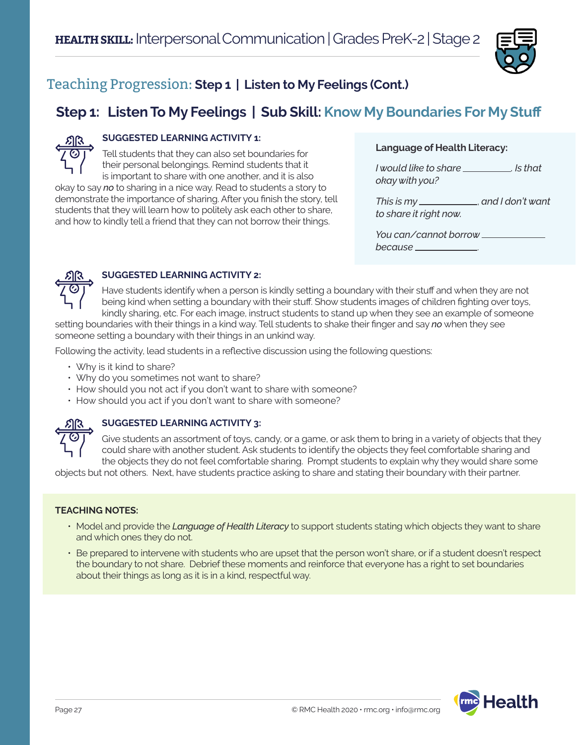## Teaching Progression: **Step 1 | Listen to My Feelings (Cont.)**

### Step 1: Listen To My Feelings | Sub Skill: Know My Boundaries For My Stuff

**SUGGESTED LEARNING ACTIVITY 1:**

Tell students that they can also set boundaries for their personal belongings. Remind students that it is important to share with one another, and it is also okay to say ***no*** to sharing in a nice way. Read to students a story to demonstrate the importance of sharing. After you finish the story, tell students that they will learn how to politely ask each other to share, and how to kindly tell a friend that they can not borrow their things.

**Language of Health Literacy:**

*I would like to share \_\_\_\_\_\_\_\_\_\_. Is that okay with you?*

*This is my \_\_\_\_\_\_\_\_\_\_, and I don't want to share it right now.*

*You can/cannot borrow \_\_\_\_\_\_\_\_\_\_ because \_\_\_\_\_\_\_\_\_\_.*

**SUGGESTED LEARNING ACTIVITY 2:**

Have students identify when a person is kindly setting a boundary with their stuff and when they are not being kind when setting a boundary with their stuff. Show students images of children fighting over toys, kindly sharing, etc. For each image, instruct students to stand up when they see an example of someone setting boundaries with their things in a kind way. Tell students to shake their finger and say ***no*** when they see someone setting a boundary with their things in an unkind way.

Following the activity, lead students in a reflective discussion using the following questions:

- Why is it kind to share?
- Why do you sometimes not want to share?
- How should you not act if you don't want to share with someone?
- How should you act if you don't want to share with someone?

**SUGGESTED LEARNING ACTIVITY 3:**

Give students an assortment of toys, candy, or a game, or ask them to bring in a variety of objects that they could share with another student. Ask students to identify the objects they feel comfortable sharing and the objects they do not feel comfortable sharing. Prompt students to explain why they would share some objects but not others. Next, have students practice asking to share and stating their boundary with their partner.

**TEACHING NOTES:**

- Model and provide the ***Language of Health Literacy*** to support students stating which objects they want to share and which ones they do not.
- Be prepared to intervene with students who are upset that the person won't share, or if a student doesn't respect the boundary to not share. Debrief these moments and reinforce that everyone has a right to set boundaries about their things as long as it is in a kind, respectful way.